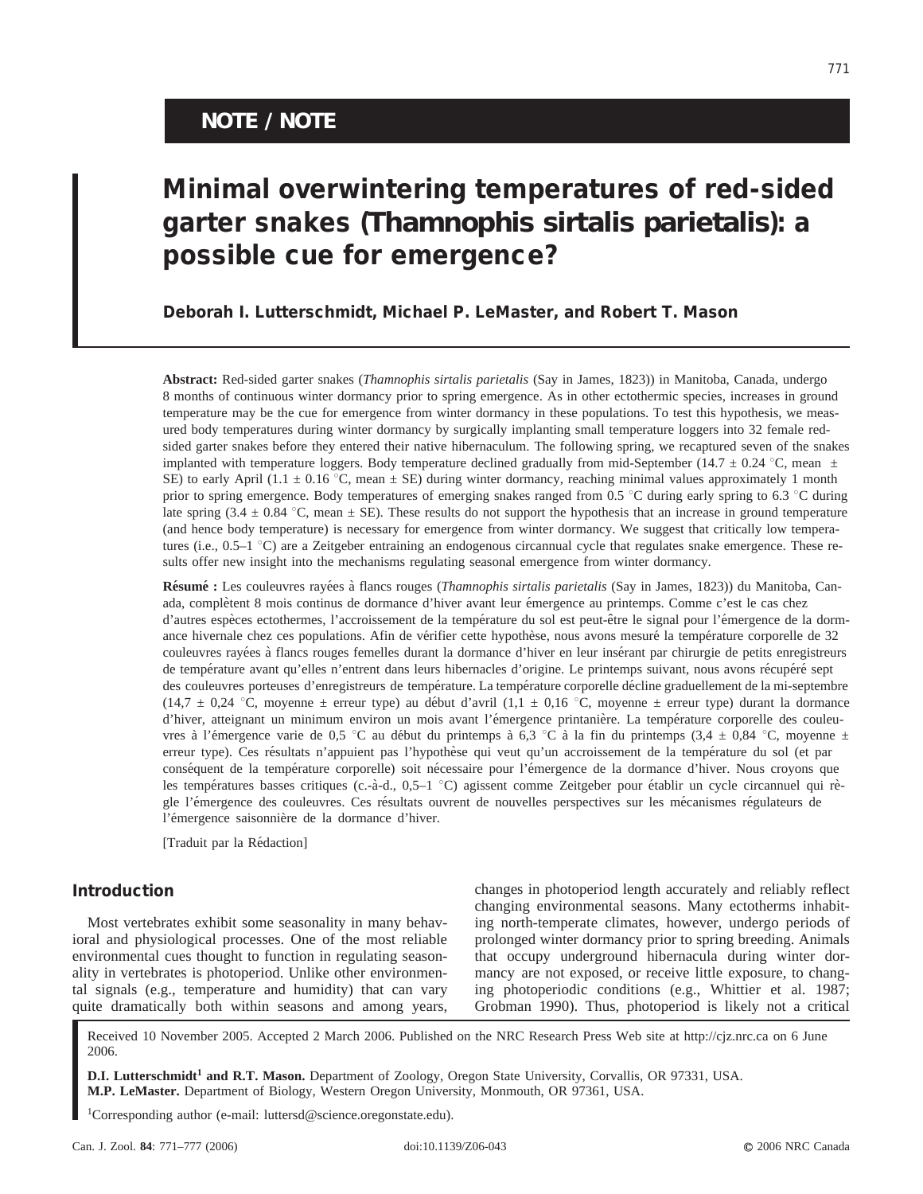NOTE / NOTE

# Minimal overwintering temperatures of red-sided garter snakes (*Thamnophis sirtalis parietalis*): a possible cue for emergence?

**Deborah I. Lutterschmidt, Michael P. LeMaster, and Robert T. Mason**

**Abstract:** Red-sided garter snakes (*Thamnophis sirtalis parietalis* (Say in James, 1823)) in Manitoba, Canada, undergo 8 months of continuous winter dormancy prior to spring emergence. As in other ectothermic species, increases in ground temperature may be the cue for emergence from winter dormancy in these populations. To test this hypothesis, we measured body temperatures during winter dormancy by surgically implanting small temperature loggers into 32 female red-sided garter snakes before they entered their native hibernaculum. The following spring, we recaptured seven of the snakes implanted with temperature loggers. Body temperature declined gradually from mid-September (14.7 ± 0.24 °C, mean ± SE) to early April (1.1 ± 0.16 °C, mean ± SE) during winter dormancy, reaching minimal values approximately 1 month prior to spring emergence. Body temperatures of emerging snakes ranged from 0.5 °C during early spring to 6.3 °C during late spring (3.4 ± 0.84 °C, mean ± SE). These results do not support the hypothesis that an increase in ground temperature (and hence body temperature) is necessary for emergence from winter dormancy. We suggest that critically low temperatures (i.e., 0.5–1 °C) are a Zeitgeber entraining an endogenous circannual cycle that regulates snake emergence. These results offer new insight into the mechanisms regulating seasonal emergence from winter dormancy.

**Résumé :** Les couleuvres rayées à flancs rouges (*Thamnophis sirtalis parietalis* (Say in James, 1823)) du Manitoba, Canada, complètent 8 mois continus de dormance d'hiver avant leur émergence au printemps. Comme c'est le cas chez d'autres espèces ectothermes, l'accroissement de la température du sol est peut-être le signal pour l'émergence de la dormance hivernale chez ces populations. Afin de vérifier cette hypothèse, nous avons mesuré la température corporelle de 32 couleuvres rayées à flancs rouges femelles durant la dormance d'hiver en leur insérant par chirurgie de petits enregistreurs de température avant qu'elles n'entrent dans leurs hibernacles d'origine. Le printemps suivant, nous avons récupéré sept des couleuvres porteuses d'enregistreurs de température. La température corporelle décline graduellement de la mi-septembre (14,7 ± 0,24 °C, moyenne ± erreur type) au début d'avril (1,1 ± 0,16 °C, moyenne ± erreur type) durant la dormance d'hiver, atteignant un minimum environ un mois avant l'émergence printanière. La température corporelle des couleuvres à l'émergence varie de 0,5 °C au début du printemps à 6,3 °C à la fin du printemps (3,4 ± 0,84 °C, moyenne ± erreur type). Ces résultats n'appuient pas l'hypothèse qui veut qu'un accroissement de la température du sol (et par conséquent de la température corporelle) soit nécessaire pour l'émergence de la dormance d'hiver. Nous croyons que les températures basses critiques (c.-à-d., 0,5–1 °C) agissent comme Zeitgeber pour établir un cycle circannuel qui règle l'émergence des couleuvres. Ces résultats ouvrent de nouvelles perspectives sur les mécanismes régulateurs de l'émergence saisonnière de la dormance d'hiver.

[Traduit par la Rédaction]

## Introduction

Most vertebrates exhibit some seasonality in many behavioral and physiological processes. One of the most reliable environmental cues thought to function in regulating seasonality in vertebrates is photoperiod. Unlike other environmental signals (e.g., temperature and humidity) that can vary quite dramatically both within seasons and among years, changes in photoperiod length accurately and reliably reflect changing environmental seasons. Many ectotherms inhabiting north-temperate climates, however, undergo periods of prolonged winter dormancy prior to spring breeding. Animals that occupy underground hibernacula during winter dormancy are not exposed, or receive little exposure, to changing photoperiodic conditions (e.g., Whittier et al. 1987; Grobman 1990). Thus, photoperiod is likely not a critical

Received 10 November 2005. Accepted 2 March 2006. Published on the NRC Research Press Web site at http://cjz.nrc.ca on 6 June 2006.

**D.I. Lutterschmidt[1] and R.T. Mason.** Department of Zoology, Oregon State University, Corvallis, OR 97331, USA.
**M.P. LeMaster.** Department of Biology, Western Oregon University, Monmouth, OR 97361, USA.

[1]Corresponding author (e-mail: luttersd@science.oregonstate.edu).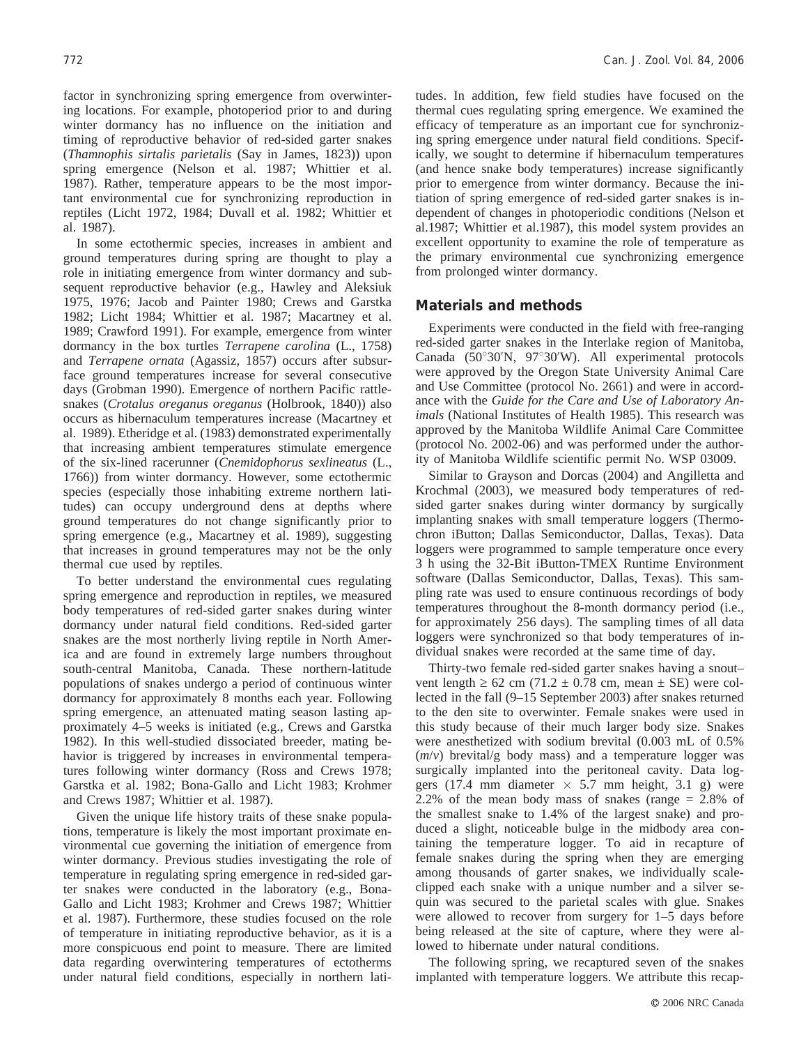factor in synchronizing spring emergence from overwintering locations. For example, photoperiod prior to and during winter dormancy has no influence on the initiation and timing of reproductive behavior of red-sided garter snakes (*Thamnophis sirtalis parietalis* (Say in James, 1823)) upon spring emergence (Nelson et al. 1987; Whittier et al. 1987). Rather, temperature appears to be the most important environmental cue for synchronizing reproduction in reptiles (Licht 1972, 1984; Duvall et al. 1982; Whittier et al. 1987).

In some ectothermic species, increases in ambient and ground temperatures during spring are thought to play a role in initiating emergence from winter dormancy and subsequent reproductive behavior (e.g., Hawley and Aleksiuk 1975, 1976; Jacob and Painter 1980; Crews and Garstka 1982; Licht 1984; Whittier et al. 1987; Macartney et al. 1989; Crawford 1991). For example, emergence from winter dormancy in the box turtles *Terrapene carolina* (L., 1758) and *Terrapene ornata* (Agassiz, 1857) occurs after subsurface ground temperatures increase for several consecutive days (Grobman 1990). Emergence of northern Pacific rattlesnakes (*Crotalus oreganus oreganus* (Holbrook, 1840)) also occurs as hibernaculum temperatures increase (Macartney et al. 1989). Etheridge et al. (1983) demonstrated experimentally that increasing ambient temperatures stimulate emergence of the six-lined racerunner (*Cnemidophorus sexlineatus* (L., 1766)) from winter dormancy. However, some ectothermic species (especially those inhabiting extreme northern latitudes) can occupy underground dens at depths where ground temperatures do not change significantly prior to spring emergence (e.g., Macartney et al. 1989), suggesting that increases in ground temperatures may not be the only thermal cue used by reptiles.

To better understand the environmental cues regulating spring emergence and reproduction in reptiles, we measured body temperatures of red-sided garter snakes during winter dormancy under natural field conditions. Red-sided garter snakes are the most northerly living reptile in North America and are found in extremely large numbers throughout south-central Manitoba, Canada. These northern-latitude populations of snakes undergo a period of continuous winter dormancy for approximately 8 months each year. Following spring emergence, an attenuated mating season lasting approximately 4–5 weeks is initiated (e.g., Crews and Garstka 1982). In this well-studied dissociated breeder, mating behavior is triggered by increases in environmental temperatures following winter dormancy (Ross and Crews 1978; Garstka et al. 1982; Bona-Gallo and Licht 1983; Krohmer and Crews 1987; Whittier et al. 1987).

Given the unique life history traits of these snake populations, temperature is likely the most important proximate environmental cue governing the initiation of emergence from winter dormancy. Previous studies investigating the role of temperature in regulating spring emergence in red-sided garter snakes were conducted in the laboratory (e.g., Bona-Gallo and Licht 1983; Krohmer and Crews 1987; Whittier et al. 1987). Furthermore, these studies focused on the role of temperature in initiating reproductive behavior, as it is a more conspicuous end point to measure. There are limited data regarding overwintering temperatures of ectotherms under natural field conditions, especially in northern latitudes. In addition, few field studies have focused on the thermal cues regulating spring emergence. We examined the efficacy of temperature as an important cue for synchronizing spring emergence under natural field conditions. Specifically, we sought to determine if hibernaculum temperatures (and hence snake body temperatures) increase significantly prior to emergence from winter dormancy. Because the initiation of spring emergence of red-sided garter snakes is independent of changes in photoperiodic conditions (Nelson et al.1987; Whittier et al.1987), this model system provides an excellent opportunity to examine the role of temperature as the primary environmental cue synchronizing emergence from prolonged winter dormancy.

## Materials and methods

Experiments were conducted in the field with free-ranging red-sided garter snakes in the Interlake region of Manitoba, Canada (50°30′N, 97°30′W). All experimental protocols were approved by the Oregon State University Animal Care and Use Committee (protocol No. 2661) and were in accordance with the *Guide for the Care and Use of Laboratory Animals* (National Institutes of Health 1985). This research was approved by the Manitoba Wildlife Animal Care Committee (protocol No. 2002-06) and was performed under the authority of Manitoba Wildlife scientific permit No. WSP 03009.

Similar to Grayson and Dorcas (2004) and Angilletta and Krochmal (2003), we measured body temperatures of red-sided garter snakes during winter dormancy by surgically implanting snakes with small temperature loggers (Thermochron iButton; Dallas Semiconductor, Dallas, Texas). Data loggers were programmed to sample temperature once every 3 h using the 32-Bit iButton-TMEX Runtime Environment software (Dallas Semiconductor, Dallas, Texas). This sampling rate was used to ensure continuous recordings of body temperatures throughout the 8-month dormancy period (i.e., for approximately 256 days). The sampling times of all data loggers were synchronized so that body temperatures of individual snakes were recorded at the same time of day.

Thirty-two female red-sided garter snakes having a snout–vent length ≥ 62 cm (71.2 ± 0.78 cm, mean ± SE) were collected in the fall (9–15 September 2003) after snakes returned to the den site to overwinter. Female snakes were used in this study because of their much larger body size. Snakes were anesthetized with sodium brevital (0.003 mL of 0.5% (*m*/*v*) brevital/g body mass) and a temperature logger was surgically implanted into the peritoneal cavity. Data loggers (17.4 mm diameter × 5.7 mm height, 3.1 g) were 2.2% of the mean body mass of snakes (range = 2.8% of the smallest snake to 1.4% of the largest snake) and produced a slight, noticeable bulge in the midbody area containing the temperature logger. To aid in recapture of female snakes during the spring when they are emerging among thousands of garter snakes, we individually scale-clipped each snake with a unique number and a silver sequin was secured to the parietal scales with glue. Snakes were allowed to recover from surgery for 1–5 days before being released at the site of capture, where they were allowed to hibernate under natural conditions.

The following spring, we recaptured seven of the snakes implanted with temperature loggers. We attribute this recap-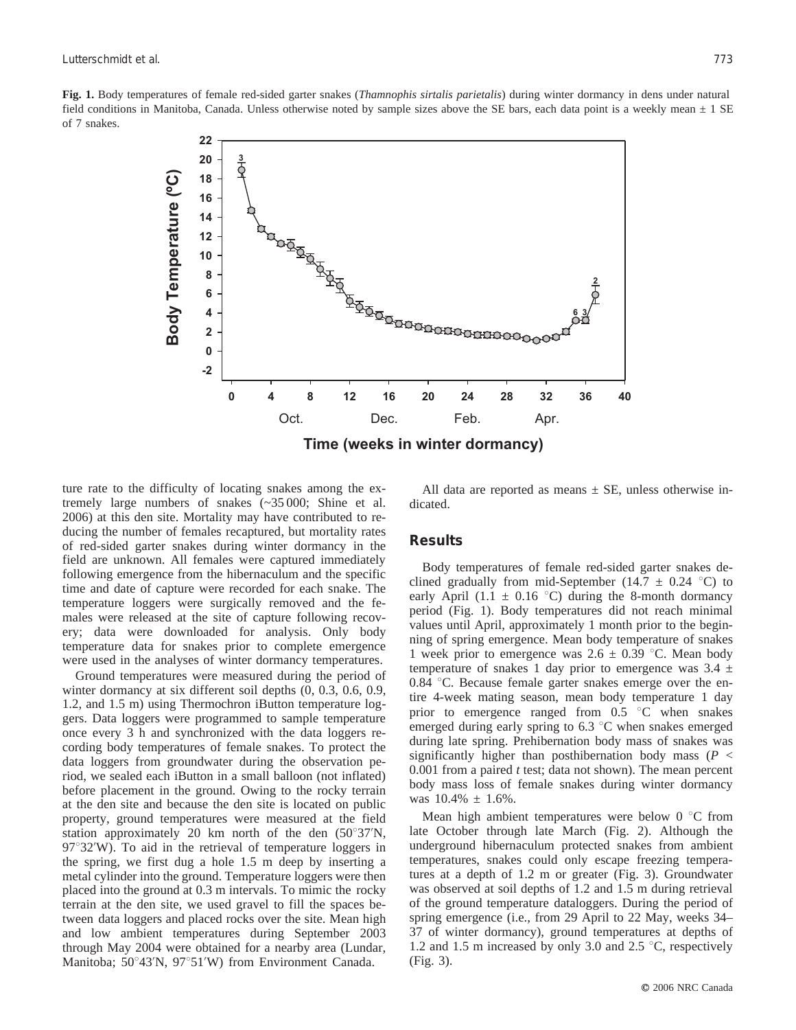**Fig. 1.** Body temperatures of female red-sided garter snakes (*Thamnophis sirtalis parietalis*) during winter dormancy in dens under natural field conditions in Manitoba, Canada. Unless otherwise noted by sample sizes above the SE bars, each data point is a weekly mean ± 1 SE of 7 snakes.

ture rate to the difficulty of locating snakes among the extremely large numbers of snakes (~35 000; Shine et al. 2006) at this den site. Mortality may have contributed to reducing the number of females recaptured, but mortality rates of red-sided garter snakes during winter dormancy in the field are unknown. All females were captured immediately following emergence from the hibernaculum and the specific time and date of capture were recorded for each snake. The temperature loggers were surgically removed and the females were released at the site of capture following recovery; data were downloaded for analysis. Only body temperature data for snakes prior to complete emergence were used in the analyses of winter dormancy temperatures.

Ground temperatures were measured during the period of winter dormancy at six different soil depths (0, 0.3, 0.6, 0.9, 1.2, and 1.5 m) using Thermochron iButton temperature loggers. Data loggers were programmed to sample temperature once every 3 h and synchronized with the data loggers recording body temperatures of female snakes. To protect the data loggers from groundwater during the observation period, we sealed each iButton in a small balloon (not inflated) before placement in the ground. Owing to the rocky terrain at the den site and because the den site is located on public property, ground temperatures were measured at the field station approximately 20 km north of the den (50°37′N, 97°32′W). To aid in the retrieval of temperature loggers in the spring, we first dug a hole 1.5 m deep by inserting a metal cylinder into the ground. Temperature loggers were then placed into the ground at 0.3 m intervals. To mimic the rocky terrain at the den site, we used gravel to fill the spaces between data loggers and placed rocks over the site. Mean high and low ambient temperatures during September 2003 through May 2004 were obtained for a nearby area (Lundar, Manitoba; 50°43′N, 97°51′W) from Environment Canada.

All data are reported as means ± SE, unless otherwise indicated.

## Results

Body temperatures of female red-sided garter snakes declined gradually from mid-September (14.7 ± 0.24 °C) to early April (1.1 ± 0.16 °C) during the 8-month dormancy period (Fig. 1). Body temperatures did not reach minimal values until April, approximately 1 month prior to the beginning of spring emergence. Mean body temperature of snakes 1 week prior to emergence was 2.6 ± 0.39 °C. Mean body temperature of snakes 1 day prior to emergence was 3.4 ± 0.84 °C. Because female garter snakes emerge over the entire 4-week mating season, mean body temperature 1 day prior to emergence ranged from 0.5 °C when snakes emerged during early spring to 6.3 °C when snakes emerged during late spring. Prehibernation body mass of snakes was significantly higher than posthibernation body mass ($P < 0.001$ from a paired $t$ test; data not shown). The mean percent body mass loss of female snakes during winter dormancy was 10.4% ± 1.6%.

Mean high ambient temperatures were below 0 °C from late October through late March (Fig. 2). Although the underground hibernaculum protected snakes from ambient temperatures, snakes could only escape freezing temperatures at a depth of 1.2 m or greater (Fig. 3). Groundwater was observed at soil depths of 1.2 and 1.5 m during retrieval of the ground temperature dataloggers. During the period of spring emergence (i.e., from 29 April to 22 May, weeks 34–37 of winter dormancy), ground temperatures at depths of 1.2 and 1.5 m increased by only 3.0 and 2.5 °C, respectively (Fig. 3).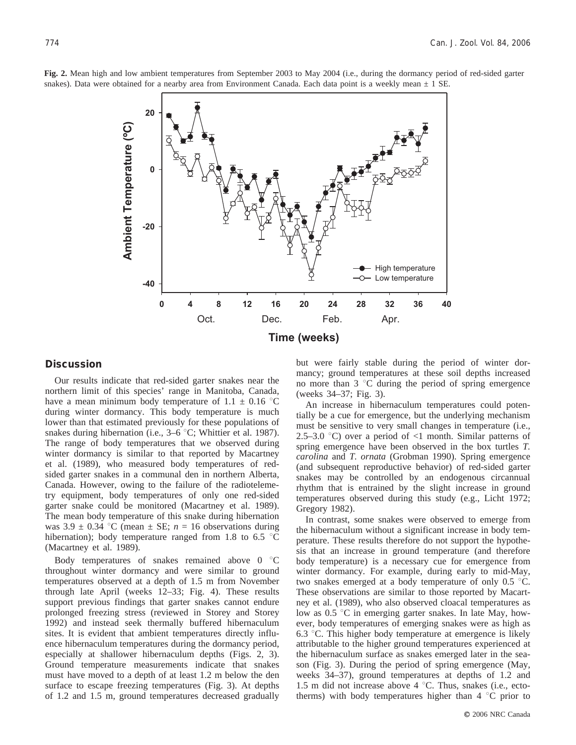**Fig. 2.** Mean high and low ambient temperatures from September 2003 to May 2004 (i.e., during the dormancy period of red-sided garter snakes). Data were obtained for a nearby area from Environment Canada. Each data point is a weekly mean ± 1 SE.

## Discussion

Our results indicate that red-sided garter snakes near the northern limit of this species' range in Manitoba, Canada, have a mean minimum body temperature of 1.1 ± 0.16 °C during winter dormancy. This body temperature is much lower than that estimated previously for these populations of snakes during hibernation (i.e., 3–6 °C; Whittier et al. 1987). The range of body temperatures that we observed during winter dormancy is similar to that reported by Macartney et al. (1989), who measured body temperatures of red-sided garter snakes in a communal den in northern Alberta, Canada. However, owing to the failure of the radiotelemetry equipment, body temperatures of only one red-sided garter snake could be monitored (Macartney et al. 1989). The mean body temperature of this snake during hibernation was 3.9 ± 0.34 °C (mean ± SE; $n = 16$ observations during hibernation); body temperature ranged from 1.8 to 6.5 °C (Macartney et al. 1989).

Body temperatures of snakes remained above 0 °C throughout winter dormancy and were similar to ground temperatures observed at a depth of 1.5 m from November through late April (weeks 12–33; Fig. 4). These results support previous findings that garter snakes cannot endure prolonged freezing stress (reviewed in Storey and Storey 1992) and instead seek thermally buffered hibernaculum sites. It is evident that ambient temperatures directly influence hibernaculum temperatures during the dormancy period, especially at shallower hibernaculum depths (Figs. 2, 3). Ground temperature measurements indicate that snakes must have moved to a depth of at least 1.2 m below the den surface to escape freezing temperatures (Fig. 3). At depths of 1.2 and 1.5 m, ground temperatures decreased gradually but were fairly stable during the period of winter dormancy; ground temperatures at these soil depths increased no more than 3 °C during the period of spring emergence (weeks 34–37; Fig. 3).

An increase in hibernaculum temperatures could potentially be a cue for emergence, but the underlying mechanism must be sensitive to very small changes in temperature (i.e., 2.5–3.0 °C) over a period of <1 month. Similar patterns of spring emergence have been observed in the box turtles *T. carolina* and *T. ornata* (Grobman 1990). Spring emergence (and subsequent reproductive behavior) of red-sided garter snakes may be controlled by an endogenous circannual rhythm that is entrained by the slight increase in ground temperatures observed during this study (e.g., Licht 1972; Gregory 1982).

In contrast, some snakes were observed to emerge from the hibernaculum without a significant increase in body temperature. These results therefore do not support the hypothesis that an increase in ground temperature (and therefore body temperature) is a necessary cue for emergence from winter dormancy. For example, during early to mid-May, two snakes emerged at a body temperature of only 0.5 °C. These observations are similar to those reported by Macartney et al. (1989), who also observed cloacal temperatures as low as 0.5 °C in emerging garter snakes. In late May, however, body temperatures of emerging snakes were as high as 6.3 °C. This higher body temperature at emergence is likely attributable to the higher ground temperatures experienced at the hibernaculum surface as snakes emerged later in the season (Fig. 3). During the period of spring emergence (May, weeks 34–37), ground temperatures at depths of 1.2 and 1.5 m did not increase above 4 °C. Thus, snakes (i.e., ectotherms) with body temperatures higher than 4 °C prior to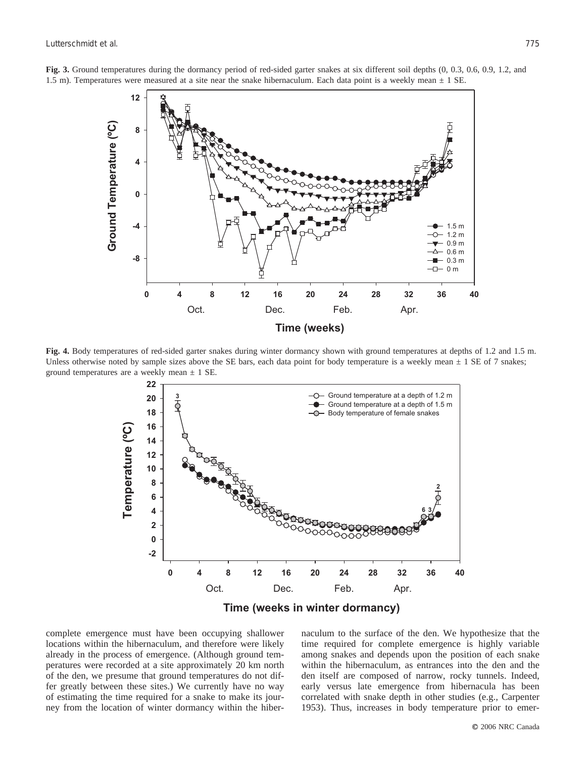**Fig. 3.** Ground temperatures during the dormancy period of red-sided garter snakes at six different soil depths (0, 0.3, 0.6, 0.9, 1.2, and 1.5 m). Temperatures were measured at a site near the snake hibernaculum. Each data point is a weekly mean ± 1 SE.

**Fig. 4.** Body temperatures of red-sided garter snakes during winter dormancy shown with ground temperatures at depths of 1.2 and 1.5 m. Unless otherwise noted by sample sizes above the SE bars, each data point for body temperature is a weekly mean ± 1 SE of 7 snakes; ground temperatures are a weekly mean ± 1 SE.

complete emergence must have been occupying shallower locations within the hibernaculum, and therefore were likely already in the process of emergence. (Although ground temperatures were recorded at a site approximately 20 km north of the den, we presume that ground temperatures do not differ greatly between these sites.) We currently have no way of estimating the time required for a snake to make its journey from the location of winter dormancy within the hibernaculum to the surface of the den. We hypothesize that the time required for complete emergence is highly variable among snakes and depends upon the position of each snake within the hibernaculum, as entrances into the den and the den itself are composed of narrow, rocky tunnels. Indeed, early versus late emergence from hibernacula has been correlated with snake depth in other studies (e.g., Carpenter 1953). Thus, increases in body temperature prior to emer-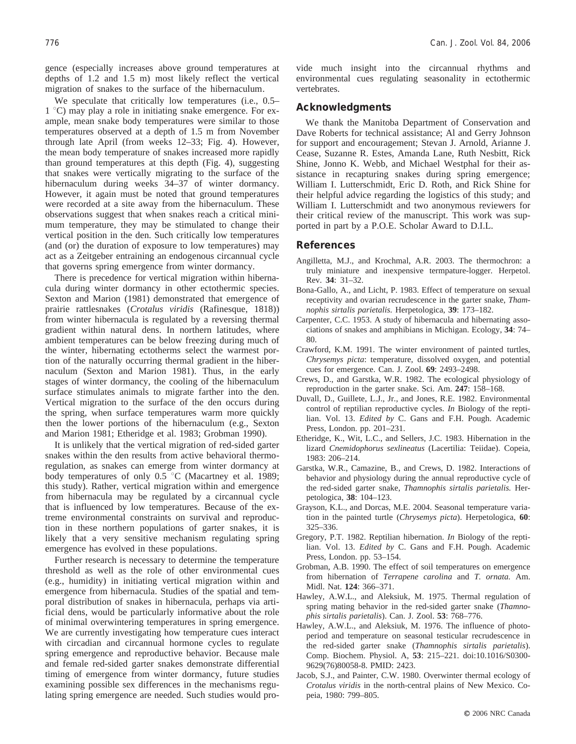gence (especially increases above ground temperatures at depths of 1.2 and 1.5 m) most likely reflect the vertical migration of snakes to the surface of the hibernaculum.

We speculate that critically low temperatures (i.e., 0.5–1 °C) may play a role in initiating snake emergence. For example, mean snake body temperatures were similar to those temperatures observed at a depth of 1.5 m from November through late April (from weeks 12–33; Fig. 4). However, the mean body temperature of snakes increased more rapidly than ground temperatures at this depth (Fig. 4), suggesting that snakes were vertically migrating to the surface of the hibernaculum during weeks 34–37 of winter dormancy. However, it again must be noted that ground temperatures were recorded at a site away from the hibernaculum. These observations suggest that when snakes reach a critical minimum temperature, they may be stimulated to change their vertical position in the den. Such critically low temperatures (and (or) the duration of exposure to low temperatures) may act as a Zeitgeber entraining an endogenous circannual cycle that governs spring emergence from winter dormancy.

There is precedence for vertical migration within hibernacula during winter dormancy in other ectothermic species. Sexton and Marion (1981) demonstrated that emergence of prairie rattlesnakes (*Crotalus viridis* (Rafinesque, 1818)) from winter hibernacula is regulated by a reversing thermal gradient within natural dens. In northern latitudes, where ambient temperatures can be below freezing during much of the winter, hibernating ectotherms select the warmest portion of the naturally occurring thermal gradient in the hibernaculum (Sexton and Marion 1981). Thus, in the early stages of winter dormancy, the cooling of the hibernaculum surface stimulates animals to migrate farther into the den. Vertical migration to the surface of the den occurs during the spring, when surface temperatures warm more quickly then the lower portions of the hibernaculum (e.g., Sexton and Marion 1981; Etheridge et al. 1983; Grobman 1990).

It is unlikely that the vertical migration of red-sided garter snakes within the den results from active behavioral thermoregulation, as snakes can emerge from winter dormancy at body temperatures of only 0.5 °C (Macartney et al. 1989; this study). Rather, vertical migration within and emergence from hibernacula may be regulated by a circannual cycle that is influenced by low temperatures. Because of the extreme environmental constraints on survival and reproduction in these northern populations of garter snakes, it is likely that a very sensitive mechanism regulating spring emergence has evolved in these populations.

Further research is necessary to determine the temperature threshold as well as the role of other environmental cues (e.g., humidity) in initiating vertical migration within and emergence from hibernacula. Studies of the spatial and temporal distribution of snakes in hibernacula, perhaps via artificial dens, would be particularly informative about the role of minimal overwintering temperatures in spring emergence. We are currently investigating how temperature cues interact with circadian and circannual hormone cycles to regulate spring emergence and reproductive behavior. Because male and female red-sided garter snakes demonstrate differential timing of emergence from winter dormancy, future studies examining possible sex differences in the mechanisms regulating spring emergence are needed. Such studies would provide much insight into the circannual rhythms and environmental cues regulating seasonality in ectothermic vertebrates.

## Acknowledgments

We thank the Manitoba Department of Conservation and Dave Roberts for technical assistance; Al and Gerry Johnson for support and encouragement; Stevan J. Arnold, Arianne J. Cease, Suzanne R. Estes, Amanda Lane, Ruth Nesbitt, Rick Shine, Jonno K. Webb, and Michael Westphal for their assistance in recapturing snakes during spring emergence; William I. Lutterschmidt, Eric D. Roth, and Rick Shine for their helpful advice regarding the logistics of this study; and William I. Lutterschmidt and two anonymous reviewers for their critical review of the manuscript. This work was supported in part by a P.O.E. Scholar Award to D.I.L.

## References

Angilletta, M.J., and Krochmal, A.R. 2003. The thermochron: a truly miniature and inexpensive termpature-logger. Herpetol. Rev. **34**: 31–32.

Bona-Gallo, A., and Licht, P. 1983. Effect of temperature on sexual receptivity and ovarian recrudescence in the garter snake, *Thamnophis sirtalis parietalis.* Herpetologica, **39**: 173–182.

Carpenter, C.C. 1953. A study of hibernacula and hibernating associations of snakes and amphibians in Michigan. Ecology, **34**: 74–80.

Crawford, K.M. 1991. The winter environment of painted turtles, *Chrysemys picta*: temperature, dissolved oxygen, and potential cues for emergence. Can. J. Zool. **69**: 2493–2498.

Crews, D., and Garstka, W.R. 1982. The ecological physiology of reproduction in the garter snake. Sci. Am. **247**: 158–168.

Duvall, D., Guillete, L.J., Jr., and Jones, R.E. 1982. Environmental control of reptilian reproductive cycles. *In* Biology of the reptilian. Vol. 13. *Edited by* C. Gans and F.H. Pough. Academic Press, London. pp. 201–231.

Etheridge, K., Wit, L.C., and Sellers, J.C. 1983. Hibernation in the lizard *Cnemidophorus sexlineatus* (Lacertilia: Teiidae). Copeia, 1983: 206–214.

Garstka, W.R., Camazine, B., and Crews, D. 1982. Interactions of behavior and physiology during the annual reproductive cycle of the red-sided garter snake, *Thamnophis sirtalis parietalis.* Herpetologica, **38**: 104–123.

Grayson, K.L., and Dorcas, M.E. 2004. Seasonal temperature variation in the painted turtle (*Chrysemys picta*). Herpetologica, **60**: 325–336.

Gregory, P.T. 1982. Reptilian hibernation. *In* Biology of the reptilian. Vol. 13. *Edited by* C. Gans and F.H. Pough. Academic Press, London. pp. 53–154.

Grobman, A.B. 1990. The effect of soil temperatures on emergence from hibernation of *Terrapene carolina* and *T. ornata.* Am. Midl. Nat. **124**: 366–371.

Hawley, A.W.L., and Aleksiuk, M. 1975. Thermal regulation of spring mating behavior in the red-sided garter snake (*Thamnophis sirtalis parietalis*). Can. J. Zool. **53**: 768–776.

Hawley, A.W.L., and Aleksiuk, M. 1976. The influence of photoperiod and temperature on seasonal testicular recrudescence in the red-sided garter snake (*Thamnophis sirtalis parietalis*). Comp. Biochem. Physiol. A, **53**: 215–221. doi:10.1016/S0300-9629(76)80058-8. PMID: 2423.

Jacob, S.J., and Painter, C.W. 1980. Overwinter thermal ecology of *Crotalus viridis* in the north-central plains of New Mexico. Copeia, 1980: 799–805.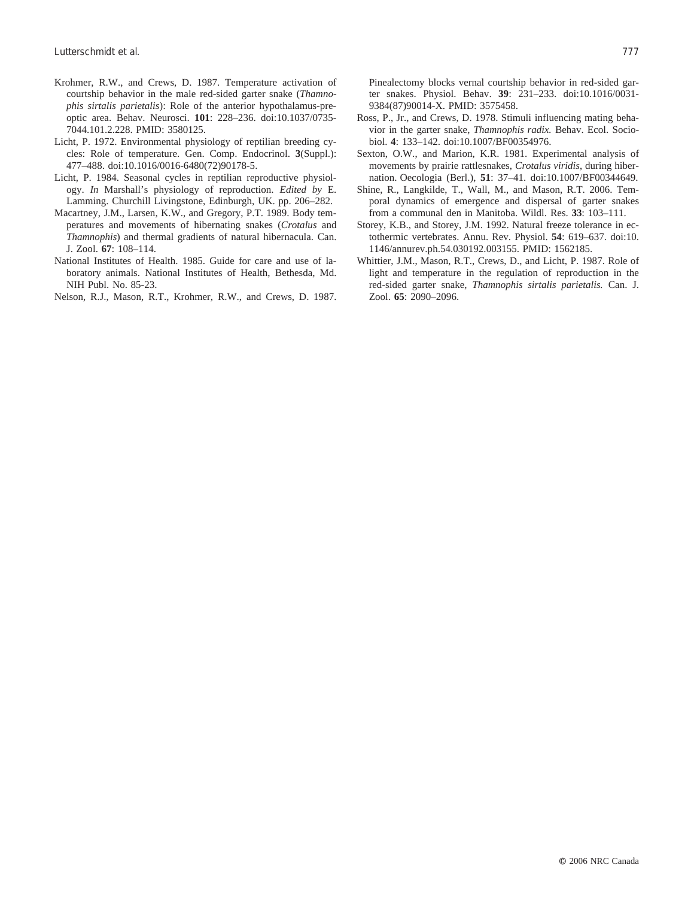Krohmer, R.W., and Crews, D. 1987. Temperature activation of courtship behavior in the male red-sided garter snake (*Thamnophis sirtalis parietalis*): Role of the anterior hypothalamus-preoptic area. Behav. Neurosci. **101**: 228–236. doi:10.1037/0735-7044.101.2.228. PMID: 3580125.

Licht, P. 1972. Environmental physiology of reptilian breeding cycles: Role of temperature. Gen. Comp. Endocrinol. **3**(Suppl.): 477–488. doi:10.1016/0016-6480(72)90178-5.

Licht, P. 1984. Seasonal cycles in reptilian reproductive physiology. *In* Marshall's physiology of reproduction. *Edited by* E. Lamming. Churchill Livingstone, Edinburgh, UK. pp. 206–282.

Macartney, J.M., Larsen, K.W., and Gregory, P.T. 1989. Body temperatures and movements of hibernating snakes (*Crotalus* and *Thamnophis*) and thermal gradients of natural hibernacula. Can. J. Zool. **67**: 108–114.

National Institutes of Health. 1985. Guide for care and use of laboratory animals. National Institutes of Health, Bethesda, Md. NIH Publ. No. 85-23.

Nelson, R.J., Mason, R.T., Krohmer, R.W., and Crews, D. 1987. Pinealectomy blocks vernal courtship behavior in red-sided garter snakes. Physiol. Behav. **39**: 231–233. doi:10.1016/0031-9384(87)90014-X. PMID: 3575458.

Ross, P., Jr., and Crews, D. 1978. Stimuli influencing mating behavior in the garter snake, *Thamnophis radix.* Behav. Ecol. Sociobiol. **4**: 133–142. doi:10.1007/BF00354976.

Sexton, O.W., and Marion, K.R. 1981. Experimental analysis of movements by prairie rattlesnakes, *Crotalus viridis*, during hibernation. Oecologia (Berl.), **51**: 37–41. doi:10.1007/BF00344649.

Shine, R., Langkilde, T., Wall, M., and Mason, R.T. 2006. Temporal dynamics of emergence and dispersal of garter snakes from a communal den in Manitoba. Wildl. Res. **33**: 103–111.

Storey, K.B., and Storey, J.M. 1992. Natural freeze tolerance in ectothermic vertebrates. Annu. Rev. Physiol. **54**: 619–637. doi:10.1146/annurev.ph.54.030192.003155. PMID: 1562185.

Whittier, J.M., Mason, R.T., Crews, D., and Licht, P. 1987. Role of light and temperature in the regulation of reproduction in the red-sided garter snake, *Thamnophis sirtalis parietalis.* Can. J. Zool. **65**: 2090–2096.